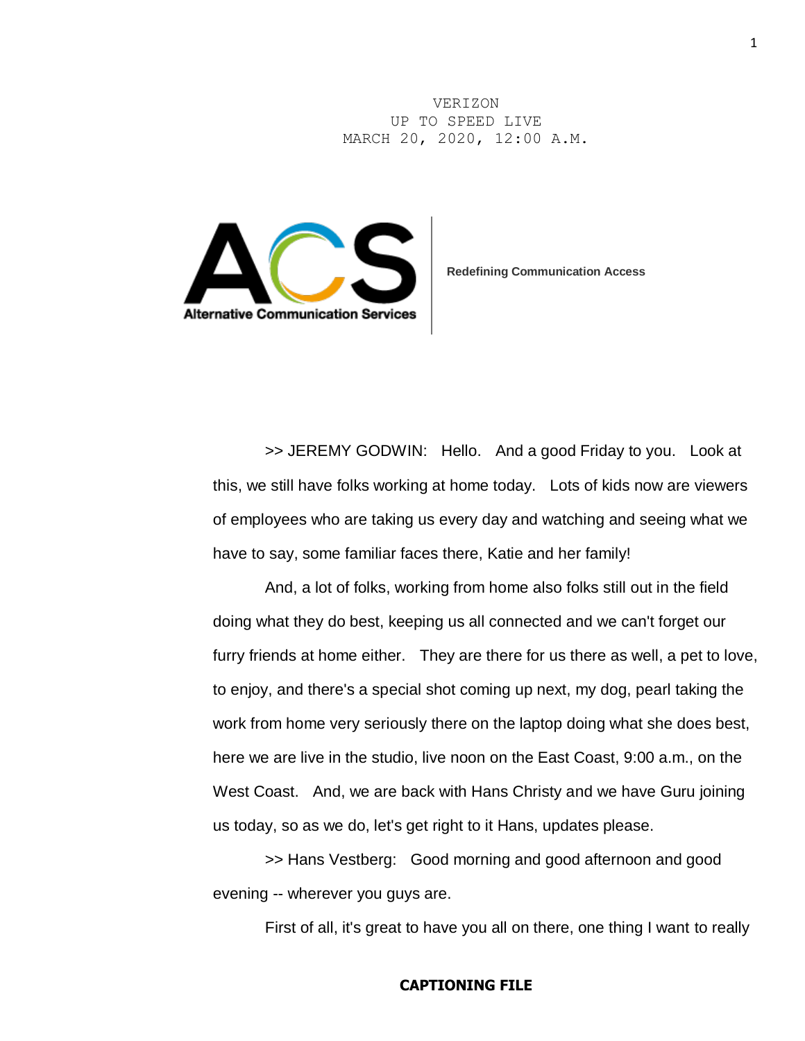VERIZON
UP TO SPEED LIVE
MARCH 20, 2020, 12:00 A.M.

**Alternative Communication Services**

**Redefining Communication Access**

>> JEREMY GODWIN: Hello. And a good Friday to you. Look at this, we still have folks working at home today. Lots of kids now are viewers of employees who are taking us every day and watching and seeing what we have to say, some familiar faces there, Katie and her family!

And, a lot of folks, working from home also folks still out in the field doing what they do best, keeping us all connected and we can't forget our furry friends at home either. They are there for us there as well, a pet to love, to enjoy, and there's a special shot coming up next, my dog, pearl taking the work from home very seriously there on the laptop doing what she does best, here we are live in the studio, live noon on the East Coast, 9:00 a.m., on the West Coast. And, we are back with Hans Christy and we have Guru joining us today, so as we do, let's get right to it Hans, updates please.

>> Hans Vestberg: Good morning and good afternoon and good evening -- wherever you guys are.

First of all, it's great to have you all on there, one thing I want to really

**CAPTIONING FILE**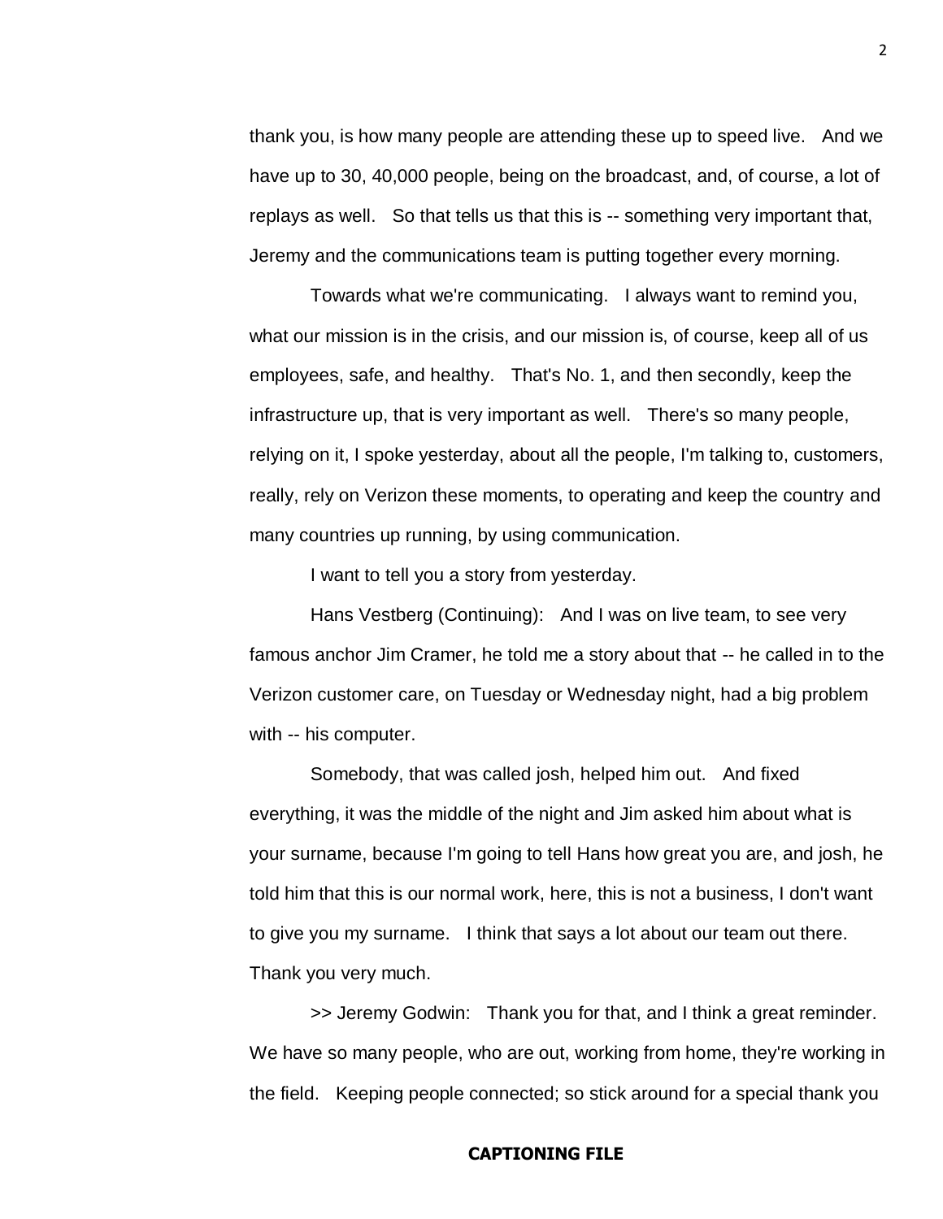thank you, is how many people are attending these up to speed live. And we have up to 30, 40,000 people, being on the broadcast, and, of course, a lot of replays as well. So that tells us that this is -- something very important that, Jeremy and the communications team is putting together every morning.

Towards what we're communicating. I always want to remind you, what our mission is in the crisis, and our mission is, of course, keep all of us employees, safe, and healthy. That's No. 1, and then secondly, keep the infrastructure up, that is very important as well. There's so many people, relying on it, I spoke yesterday, about all the people, I'm talking to, customers, really, rely on Verizon these moments, to operating and keep the country and many countries up running, by using communication.

I want to tell you a story from yesterday.

Hans Vestberg (Continuing): And I was on live team, to see very famous anchor Jim Cramer, he told me a story about that -- he called in to the Verizon customer care, on Tuesday or Wednesday night, had a big problem with -- his computer.

Somebody, that was called josh, helped him out. And fixed everything, it was the middle of the night and Jim asked him about what is your surname, because I'm going to tell Hans how great you are, and josh, he told him that this is our normal work, here, this is not a business, I don't want to give you my surname. I think that says a lot about our team out there. Thank you very much.

>> Jeremy Godwin: Thank you for that, and I think a great reminder. We have so many people, who are out, working from home, they're working in the field. Keeping people connected; so stick around for a special thank you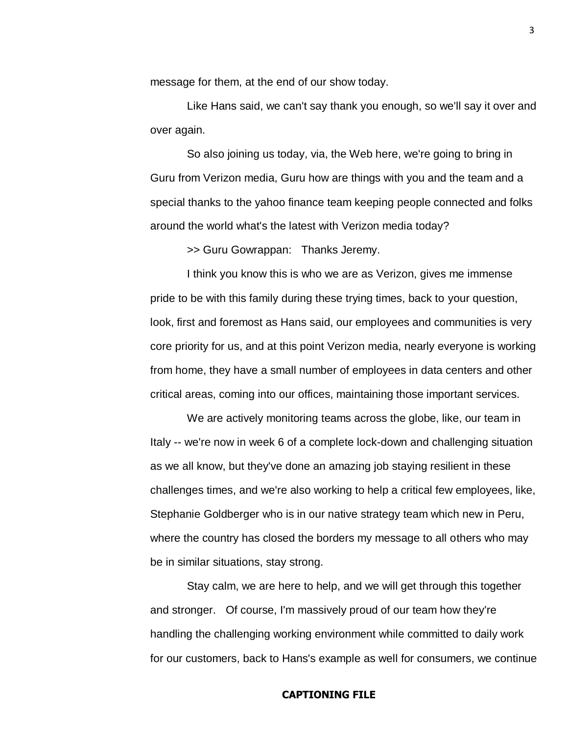message for them, at the end of our show today.

Like Hans said, we can't say thank you enough, so we'll say it over and over again.

So also joining us today, via, the Web here, we're going to bring in Guru from Verizon media, Guru how are things with you and the team and a special thanks to the yahoo finance team keeping people connected and folks around the world what's the latest with Verizon media today?

>> Guru Gowrappan: Thanks Jeremy.

I think you know this is who we are as Verizon, gives me immense pride to be with this family during these trying times, back to your question, look, first and foremost as Hans said, our employees and communities is very core priority for us, and at this point Verizon media, nearly everyone is working from home, they have a small number of employees in data centers and other critical areas, coming into our offices, maintaining those important services.

We are actively monitoring teams across the globe, like, our team in Italy -- we're now in week 6 of a complete lock-down and challenging situation as we all know, but they've done an amazing job staying resilient in these challenges times, and we're also working to help a critical few employees, like, Stephanie Goldberger who is in our native strategy team which new in Peru, where the country has closed the borders my message to all others who may be in similar situations, stay strong.

Stay calm, we are here to help, and we will get through this together and stronger. Of course, I'm massively proud of our team how they're handling the challenging working environment while committed to daily work for our customers, back to Hans's example as well for consumers, we continue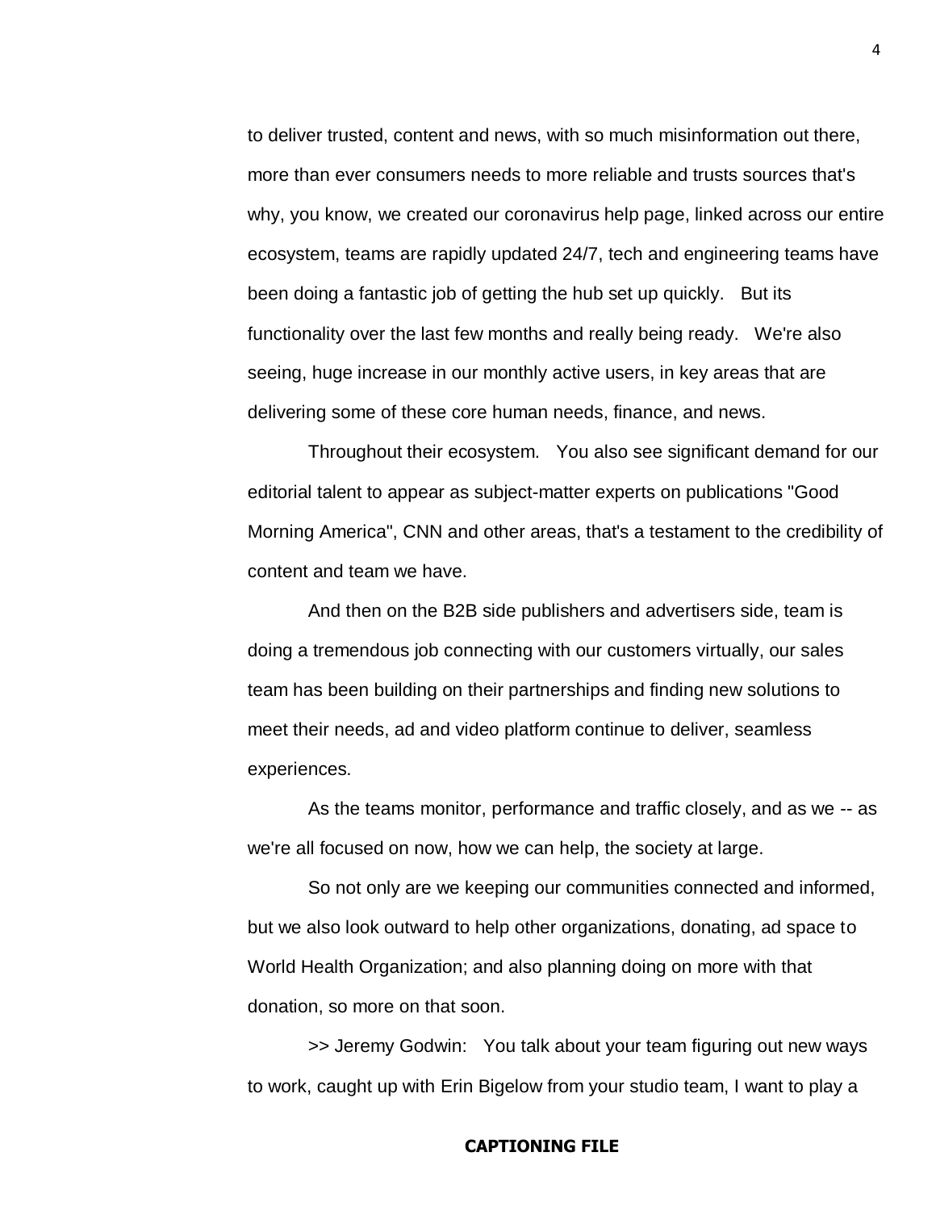to deliver trusted, content and news, with so much misinformation out there, more than ever consumers needs to more reliable and trusts sources that's why, you know, we created our coronavirus help page, linked across our entire ecosystem, teams are rapidly updated 24/7, tech and engineering teams have been doing a fantastic job of getting the hub set up quickly. But its functionality over the last few months and really being ready. We're also seeing, huge increase in our monthly active users, in key areas that are delivering some of these core human needs, finance, and news.

Throughout their ecosystem. You also see significant demand for our editorial talent to appear as subject-matter experts on publications "Good Morning America", CNN and other areas, that's a testament to the credibility of content and team we have.

And then on the B2B side publishers and advertisers side, team is doing a tremendous job connecting with our customers virtually, our sales team has been building on their partnerships and finding new solutions to meet their needs, ad and video platform continue to deliver, seamless experiences.

As the teams monitor, performance and traffic closely, and as we -- as we're all focused on now, how we can help, the society at large.

So not only are we keeping our communities connected and informed, but we also look outward to help other organizations, donating, ad space to World Health Organization; and also planning doing on more with that donation, so more on that soon.

>> Jeremy Godwin: You talk about your team figuring out new ways to work, caught up with Erin Bigelow from your studio team, I want to play a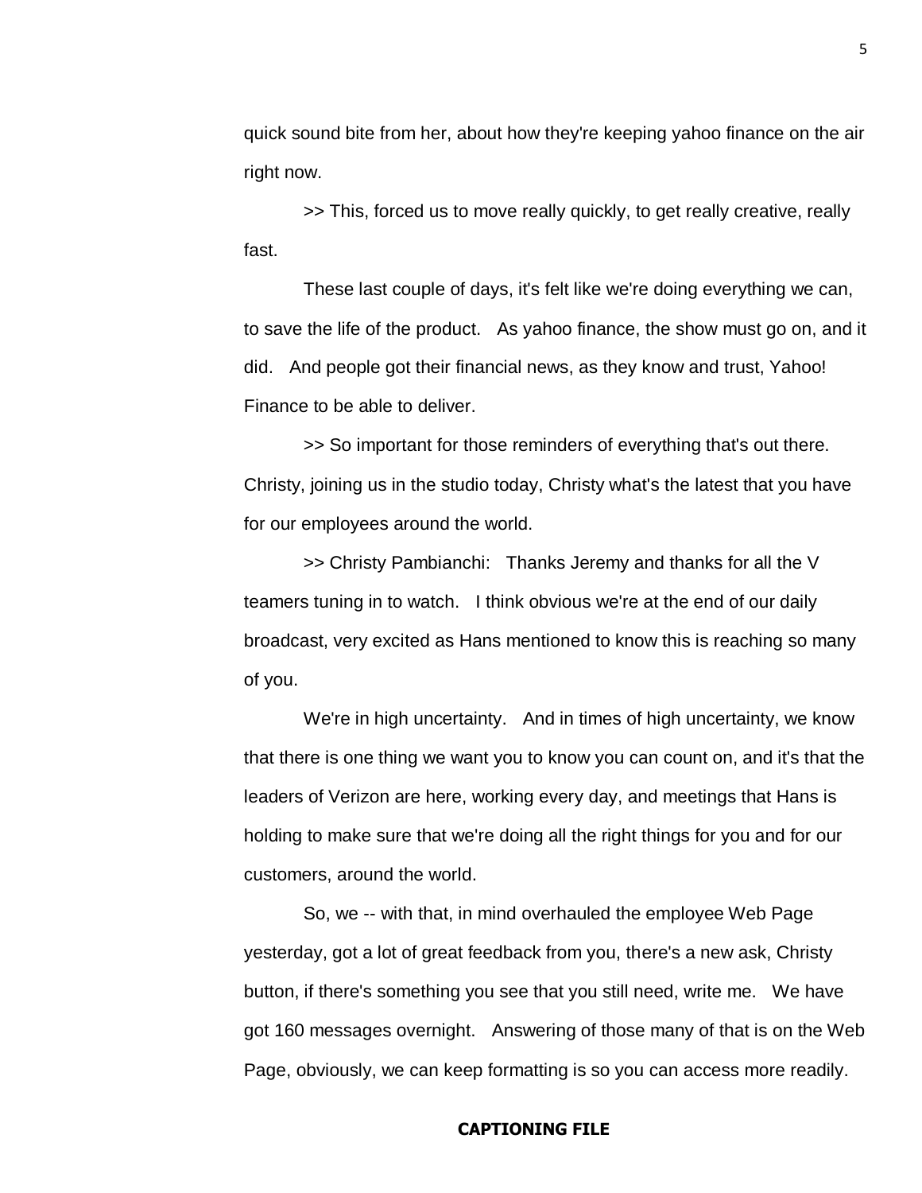quick sound bite from her, about how they're keeping yahoo finance on the air right now.

>> This, forced us to move really quickly, to get really creative, really fast.

These last couple of days, it's felt like we're doing everything we can, to save the life of the product. As yahoo finance, the show must go on, and it did. And people got their financial news, as they know and trust, Yahoo! Finance to be able to deliver.

>> So important for those reminders of everything that's out there. Christy, joining us in the studio today, Christy what's the latest that you have for our employees around the world.

>> Christy Pambianchi: Thanks Jeremy and thanks for all the V teamers tuning in to watch. I think obvious we're at the end of our daily broadcast, very excited as Hans mentioned to know this is reaching so many of you.

We're in high uncertainty. And in times of high uncertainty, we know that there is one thing we want you to know you can count on, and it's that the leaders of Verizon are here, working every day, and meetings that Hans is holding to make sure that we're doing all the right things for you and for our customers, around the world.

So, we -- with that, in mind overhauled the employee Web Page yesterday, got a lot of great feedback from you, there's a new ask, Christy button, if there's something you see that you still need, write me. We have got 160 messages overnight. Answering of those many of that is on the Web Page, obviously, we can keep formatting is so you can access more readily.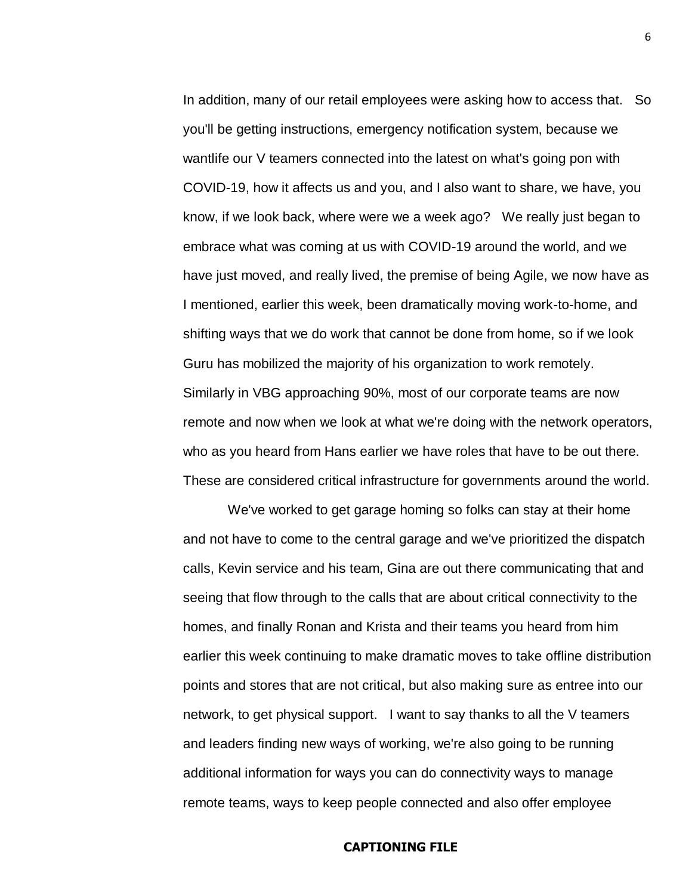In addition, many of our retail employees were asking how to access that. So you'll be getting instructions, emergency notification system, because we wantlife our V teamers connected into the latest on what's going pon with COVID-19, how it affects us and you, and I also want to share, we have, you know, if we look back, where were we a week ago? We really just began to embrace what was coming at us with COVID-19 around the world, and we have just moved, and really lived, the premise of being Agile, we now have as I mentioned, earlier this week, been dramatically moving work-to-home, and shifting ways that we do work that cannot be done from home, so if we look Guru has mobilized the majority of his organization to work remotely. Similarly in VBG approaching 90%, most of our corporate teams are now remote and now when we look at what we're doing with the network operators, who as you heard from Hans earlier we have roles that have to be out there. These are considered critical infrastructure for governments around the world.

We've worked to get garage homing so folks can stay at their home and not have to come to the central garage and we've prioritized the dispatch calls, Kevin service and his team, Gina are out there communicating that and seeing that flow through to the calls that are about critical connectivity to the homes, and finally Ronan and Krista and their teams you heard from him earlier this week continuing to make dramatic moves to take offline distribution points and stores that are not critical, but also making sure as entree into our network, to get physical support. I want to say thanks to all the V teamers and leaders finding new ways of working, we're also going to be running additional information for ways you can do connectivity ways to manage remote teams, ways to keep people connected and also offer employee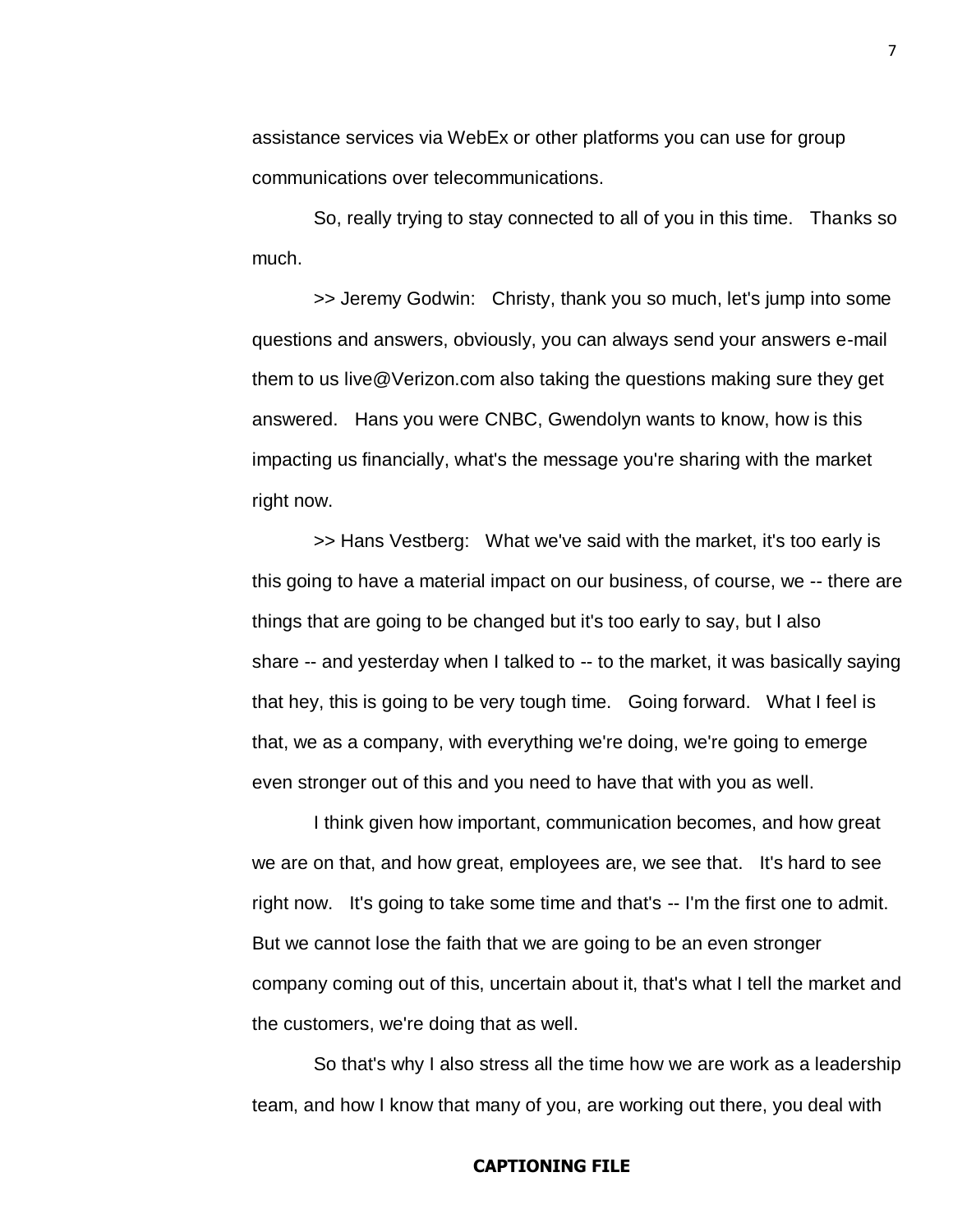assistance services via WebEx or other platforms you can use for group communications over telecommunications.

So, really trying to stay connected to all of you in this time. Thanks so much.

>> Jeremy Godwin: Christy, thank you so much, let's jump into some questions and answers, obviously, you can always send your answers e-mail them to us live@Verizon.com also taking the questions making sure they get answered. Hans you were CNBC, Gwendolyn wants to know, how is this impacting us financially, what's the message you're sharing with the market right now.

>> Hans Vestberg: What we've said with the market, it's too early is this going to have a material impact on our business, of course, we -- there are things that are going to be changed but it's too early to say, but I also share -- and yesterday when I talked to -- to the market, it was basically saying that hey, this is going to be very tough time. Going forward. What I feel is that, we as a company, with everything we're doing, we're going to emerge even stronger out of this and you need to have that with you as well.

I think given how important, communication becomes, and how great we are on that, and how great, employees are, we see that. It's hard to see right now. It's going to take some time and that's -- I'm the first one to admit. But we cannot lose the faith that we are going to be an even stronger company coming out of this, uncertain about it, that's what I tell the market and the customers, we're doing that as well.

So that's why I also stress all the time how we are work as a leadership team, and how I know that many of you, are working out there, you deal with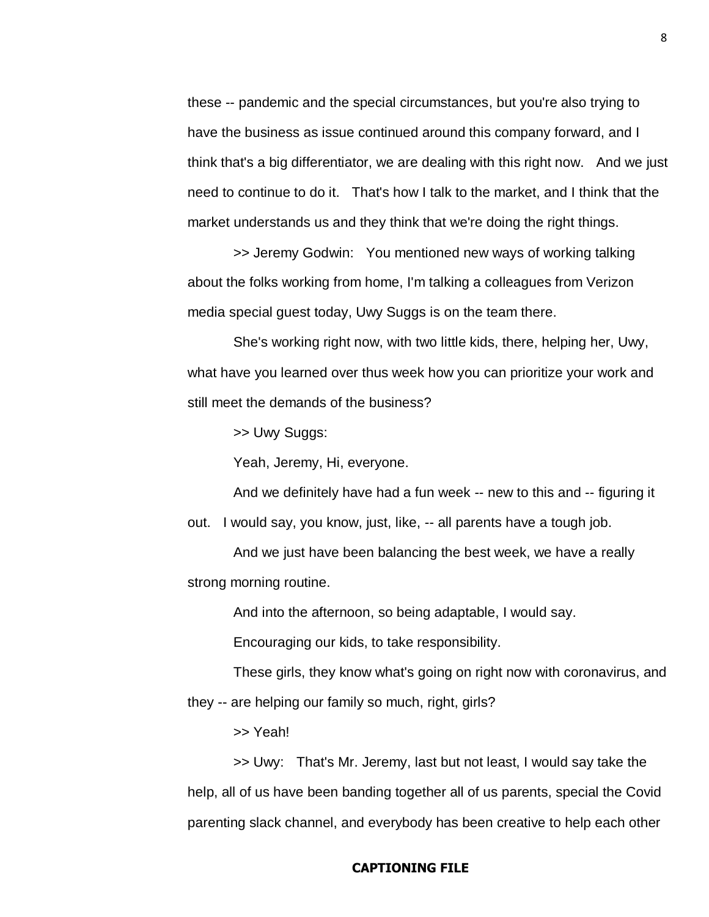these -- pandemic and the special circumstances, but you're also trying to have the business as issue continued around this company forward, and I think that's a big differentiator, we are dealing with this right now. And we just need to continue to do it. That's how I talk to the market, and I think that the market understands us and they think that we're doing the right things.

>> Jeremy Godwin: You mentioned new ways of working talking about the folks working from home, I'm talking a colleagues from Verizon media special guest today, Uwy Suggs is on the team there.

She's working right now, with two little kids, there, helping her, Uwy, what have you learned over thus week how you can prioritize your work and still meet the demands of the business?

>> Uwy Suggs:

Yeah, Jeremy, Hi, everyone.

And we definitely have had a fun week -- new to this and -- figuring it out. I would say, you know, just, like, -- all parents have a tough job.

And we just have been balancing the best week, we have a really strong morning routine.

And into the afternoon, so being adaptable, I would say.

Encouraging our kids, to take responsibility.

These girls, they know what's going on right now with coronavirus, and they -- are helping our family so much, right, girls?

>> Yeah!

>> Uwy: That's Mr. Jeremy, last but not least, I would say take the help, all of us have been banding together all of us parents, special the Covid parenting slack channel, and everybody has been creative to help each other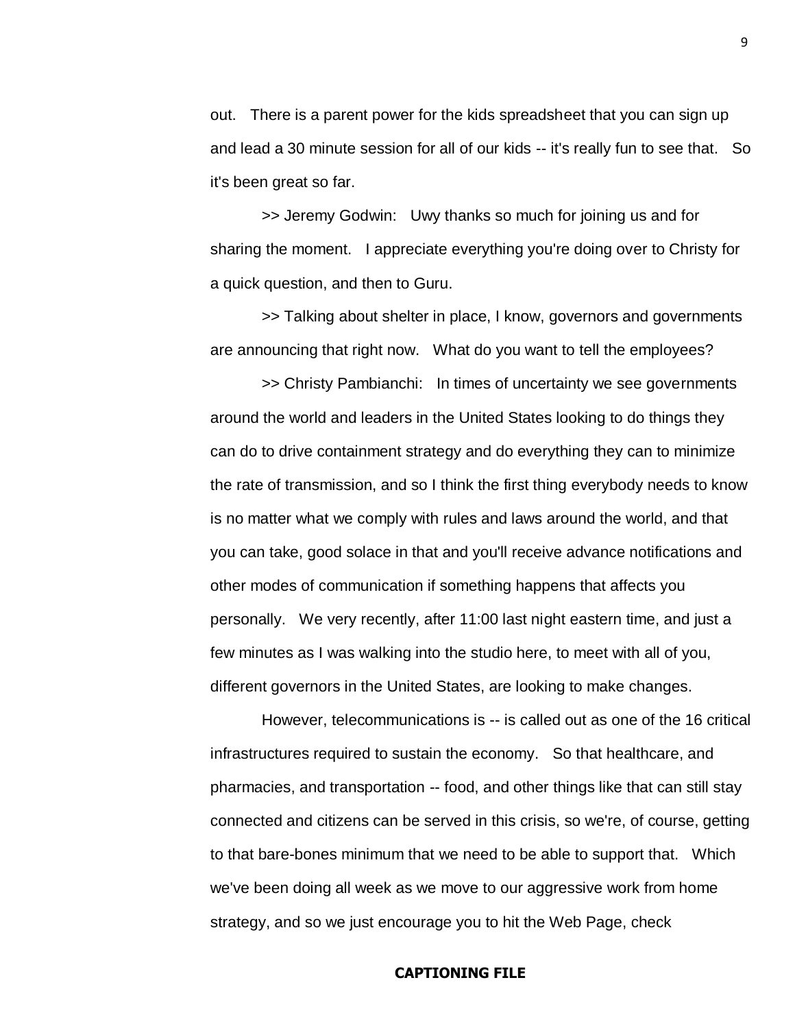out. There is a parent power for the kids spreadsheet that you can sign up and lead a 30 minute session for all of our kids -- it's really fun to see that. So it's been great so far.

>> Jeremy Godwin: Uwy thanks so much for joining us and for sharing the moment. I appreciate everything you're doing over to Christy for a quick question, and then to Guru.

>> Talking about shelter in place, I know, governors and governments are announcing that right now. What do you want to tell the employees?

>> Christy Pambianchi: In times of uncertainty we see governments around the world and leaders in the United States looking to do things they can do to drive containment strategy and do everything they can to minimize the rate of transmission, and so I think the first thing everybody needs to know is no matter what we comply with rules and laws around the world, and that you can take, good solace in that and you'll receive advance notifications and other modes of communication if something happens that affects you personally. We very recently, after 11:00 last night eastern time, and just a few minutes as I was walking into the studio here, to meet with all of you, different governors in the United States, are looking to make changes.

However, telecommunications is -- is called out as one of the 16 critical infrastructures required to sustain the economy. So that healthcare, and pharmacies, and transportation -- food, and other things like that can still stay connected and citizens can be served in this crisis, so we're, of course, getting to that bare-bones minimum that we need to be able to support that. Which we've been doing all week as we move to our aggressive work from home strategy, and so we just encourage you to hit the Web Page, check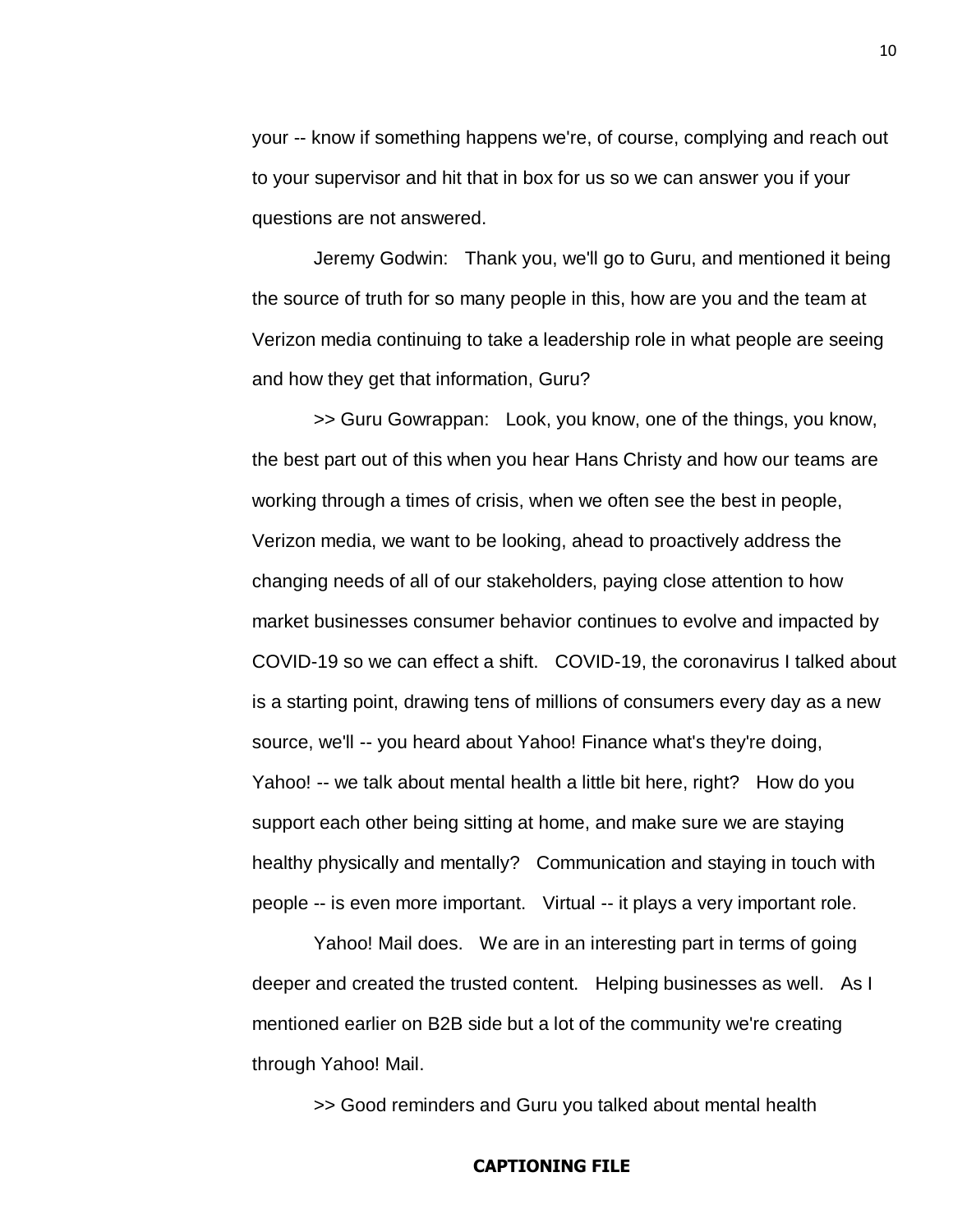your -- know if something happens we're, of course, complying and reach out to your supervisor and hit that in box for us so we can answer you if your questions are not answered.

Jeremy Godwin: Thank you, we'll go to Guru, and mentioned it being the source of truth for so many people in this, how are you and the team at Verizon media continuing to take a leadership role in what people are seeing and how they get that information, Guru?

>> Guru Gowrappan: Look, you know, one of the things, you know, the best part out of this when you hear Hans Christy and how our teams are working through a times of crisis, when we often see the best in people, Verizon media, we want to be looking, ahead to proactively address the changing needs of all of our stakeholders, paying close attention to how market businesses consumer behavior continues to evolve and impacted by COVID-19 so we can effect a shift. COVID-19, the coronavirus I talked about is a starting point, drawing tens of millions of consumers every day as a new source, we'll -- you heard about Yahoo! Finance what's they're doing, Yahoo! -- we talk about mental health a little bit here, right? How do you support each other being sitting at home, and make sure we are staying healthy physically and mentally? Communication and staying in touch with people -- is even more important. Virtual -- it plays a very important role.

Yahoo! Mail does. We are in an interesting part in terms of going deeper and created the trusted content. Helping businesses as well. As I mentioned earlier on B2B side but a lot of the community we're creating through Yahoo! Mail.

>> Good reminders and Guru you talked about mental health

**CAPTIONING FILE**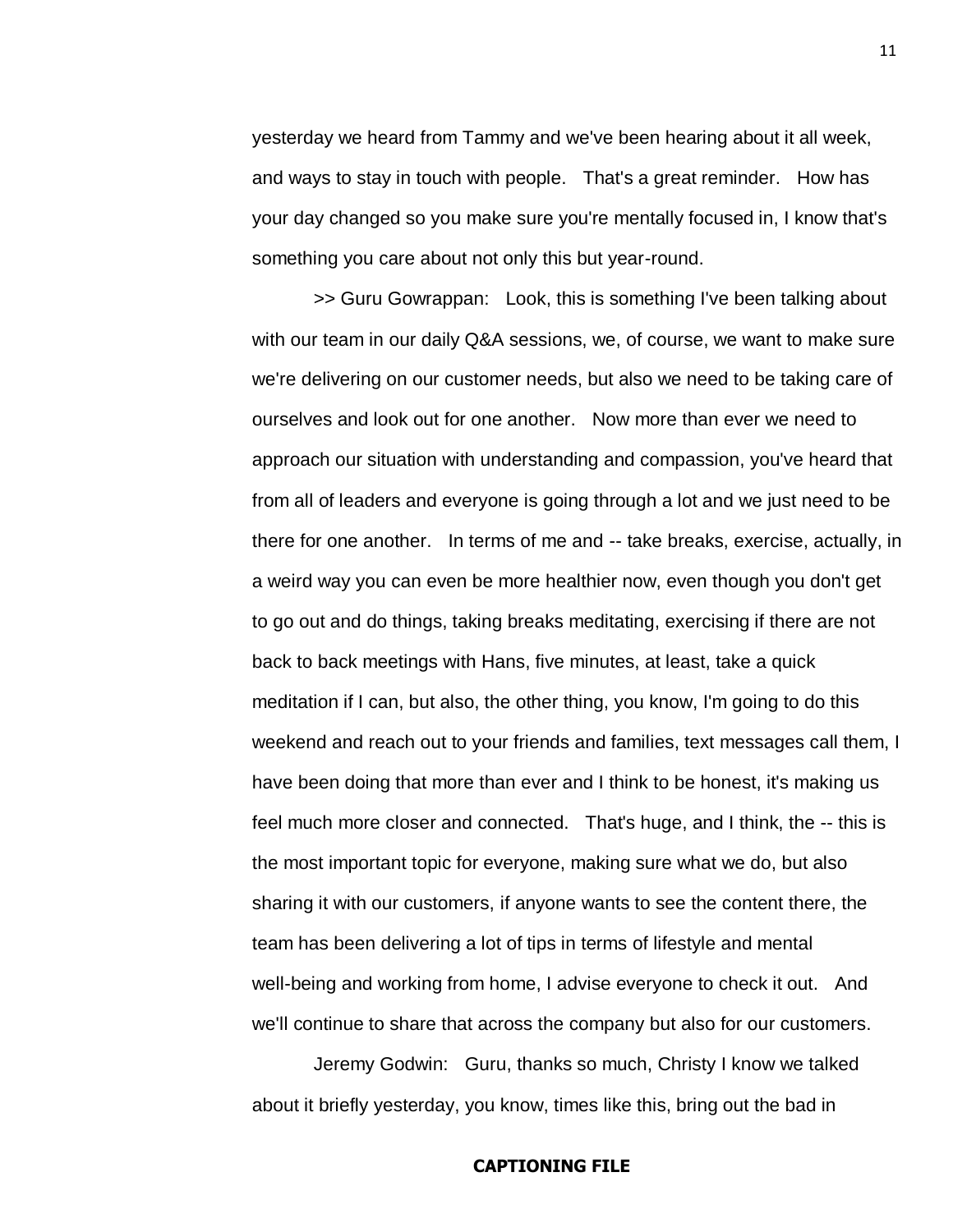yesterday we heard from Tammy and we've been hearing about it all week, and ways to stay in touch with people. That's a great reminder. How has your day changed so you make sure you're mentally focused in, I know that's something you care about not only this but year-round.

>> Guru Gowrappan: Look, this is something I've been talking about with our team in our daily Q&A sessions, we, of course, we want to make sure we're delivering on our customer needs, but also we need to be taking care of ourselves and look out for one another. Now more than ever we need to approach our situation with understanding and compassion, you've heard that from all of leaders and everyone is going through a lot and we just need to be there for one another. In terms of me and -- take breaks, exercise, actually, in a weird way you can even be more healthier now, even though you don't get to go out and do things, taking breaks meditating, exercising if there are not back to back meetings with Hans, five minutes, at least, take a quick meditation if I can, but also, the other thing, you know, I'm going to do this weekend and reach out to your friends and families, text messages call them, I have been doing that more than ever and I think to be honest, it's making us feel much more closer and connected. That's huge, and I think, the -- this is the most important topic for everyone, making sure what we do, but also sharing it with our customers, if anyone wants to see the content there, the team has been delivering a lot of tips in terms of lifestyle and mental well-being and working from home, I advise everyone to check it out. And we'll continue to share that across the company but also for our customers.

Jeremy Godwin: Guru, thanks so much, Christy I know we talked about it briefly yesterday, you know, times like this, bring out the bad in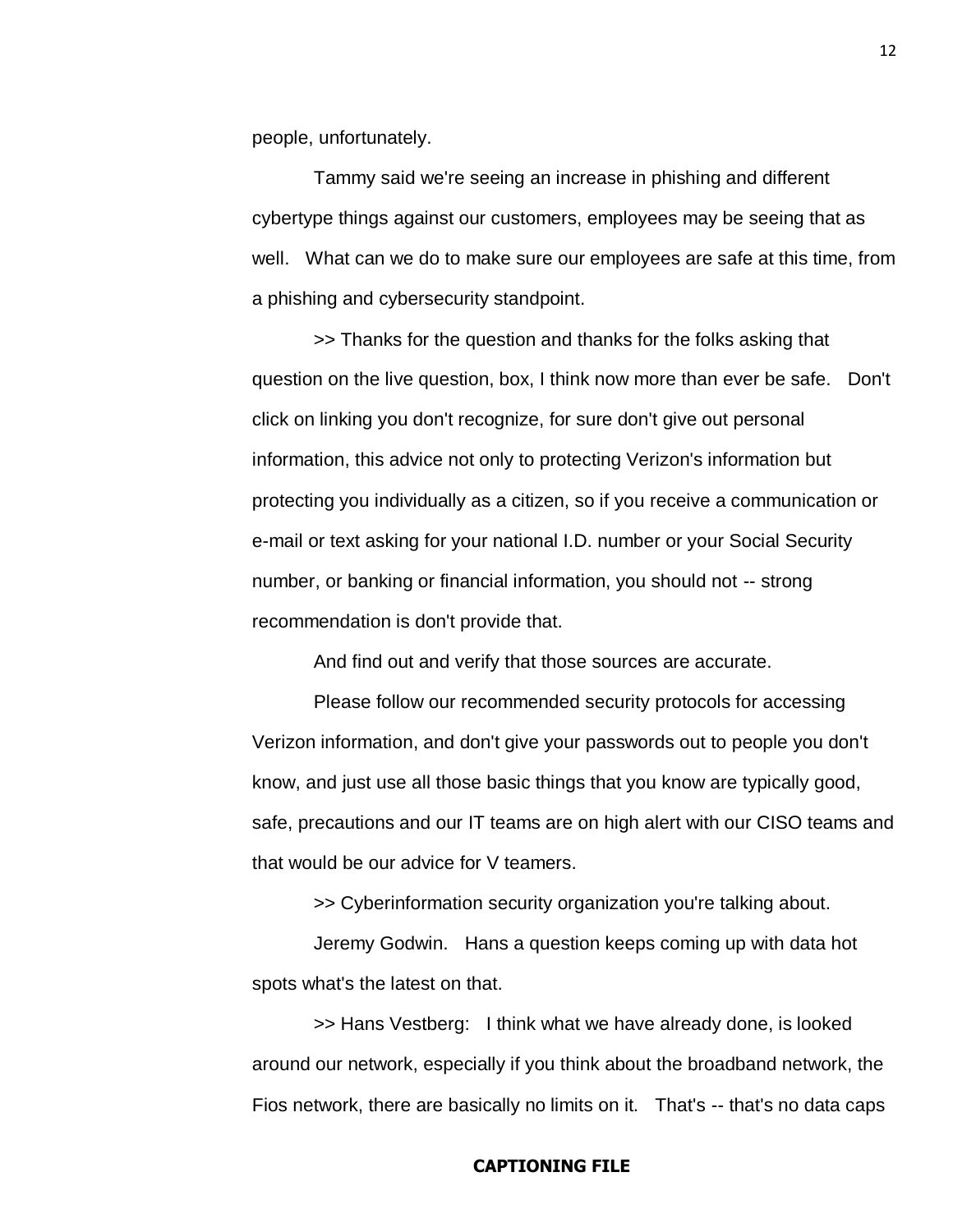people, unfortunately.

Tammy said we're seeing an increase in phishing and different cybertype things against our customers, employees may be seeing that as well. What can we do to make sure our employees are safe at this time, from a phishing and cybersecurity standpoint.

>> Thanks for the question and thanks for the folks asking that question on the live question, box, I think now more than ever be safe. Don't click on linking you don't recognize, for sure don't give out personal information, this advice not only to protecting Verizon's information but protecting you individually as a citizen, so if you receive a communication or e-mail or text asking for your national I.D. number or your Social Security number, or banking or financial information, you should not -- strong recommendation is don't provide that.

And find out and verify that those sources are accurate.

Please follow our recommended security protocols for accessing Verizon information, and don't give your passwords out to people you don't know, and just use all those basic things that you know are typically good, safe, precautions and our IT teams are on high alert with our CISO teams and that would be our advice for V teamers.

>> Cyberinformation security organization you're talking about.

Jeremy Godwin. Hans a question keeps coming up with data hot spots what's the latest on that.

>> Hans Vestberg: I think what we have already done, is looked around our network, especially if you think about the broadband network, the Fios network, there are basically no limits on it. That's -- that's no data caps

**CAPTIONING FILE**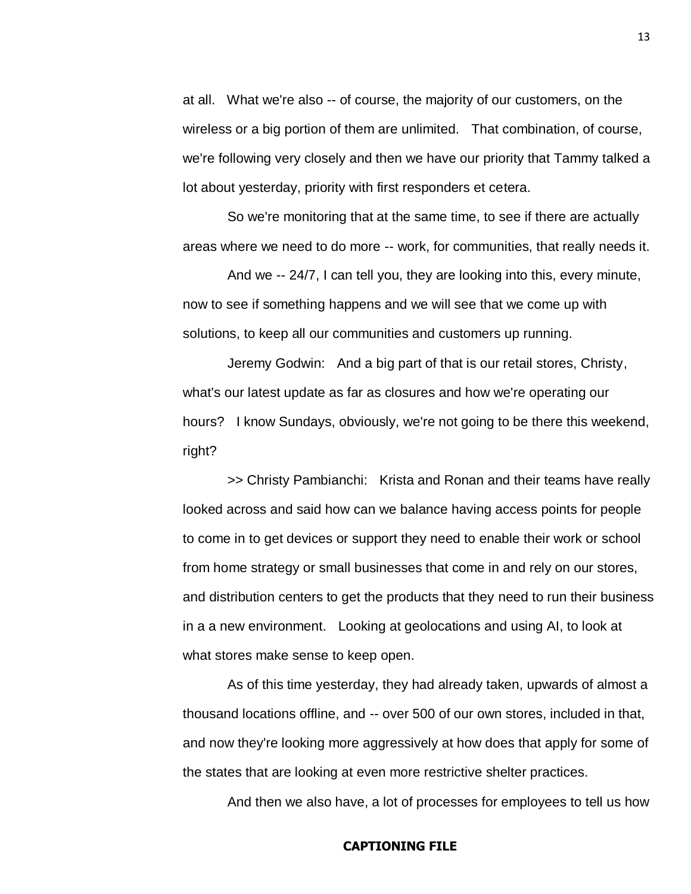at all. What we're also -- of course, the majority of our customers, on the wireless or a big portion of them are unlimited. That combination, of course, we're following very closely and then we have our priority that Tammy talked a lot about yesterday, priority with first responders et cetera.

So we're monitoring that at the same time, to see if there are actually areas where we need to do more -- work, for communities, that really needs it.

And we -- 24/7, I can tell you, they are looking into this, every minute, now to see if something happens and we will see that we come up with solutions, to keep all our communities and customers up running.

Jeremy Godwin: And a big part of that is our retail stores, Christy, what's our latest update as far as closures and how we're operating our hours? I know Sundays, obviously, we're not going to be there this weekend, right?

>> Christy Pambianchi: Krista and Ronan and their teams have really looked across and said how can we balance having access points for people to come in to get devices or support they need to enable their work or school from home strategy or small businesses that come in and rely on our stores, and distribution centers to get the products that they need to run their business in a a new environment. Looking at geolocations and using AI, to look at what stores make sense to keep open.

As of this time yesterday, they had already taken, upwards of almost a thousand locations offline, and -- over 500 of our own stores, included in that, and now they're looking more aggressively at how does that apply for some of the states that are looking at even more restrictive shelter practices.

And then we also have, a lot of processes for employees to tell us how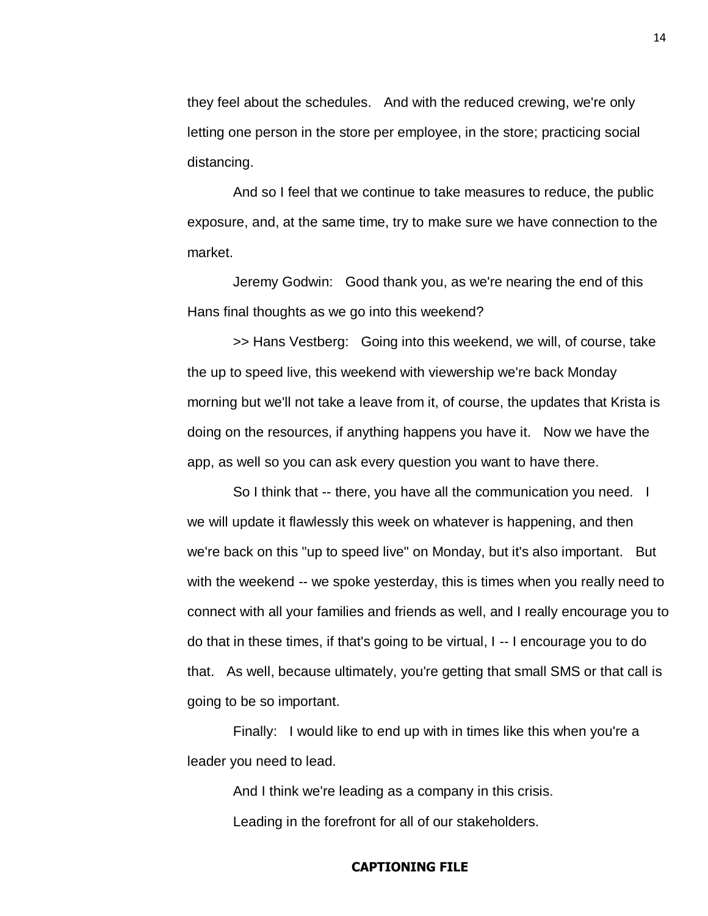they feel about the schedules. And with the reduced crewing, we're only letting one person in the store per employee, in the store; practicing social distancing.

And so I feel that we continue to take measures to reduce, the public exposure, and, at the same time, try to make sure we have connection to the market.

Jeremy Godwin: Good thank you, as we're nearing the end of this Hans final thoughts as we go into this weekend?

>> Hans Vestberg: Going into this weekend, we will, of course, take the up to speed live, this weekend with viewership we're back Monday morning but we'll not take a leave from it, of course, the updates that Krista is doing on the resources, if anything happens you have it. Now we have the app, as well so you can ask every question you want to have there.

So I think that -- there, you have all the communication you need. I we will update it flawlessly this week on whatever is happening, and then we're back on this "up to speed live" on Monday, but it's also important. But with the weekend -- we spoke yesterday, this is times when you really need to connect with all your families and friends as well, and I really encourage you to do that in these times, if that's going to be virtual, I -- I encourage you to do that. As well, because ultimately, you're getting that small SMS or that call is going to be so important.

Finally: I would like to end up with in times like this when you're a leader you need to lead.

And I think we're leading as a company in this crisis.

Leading in the forefront for all of our stakeholders.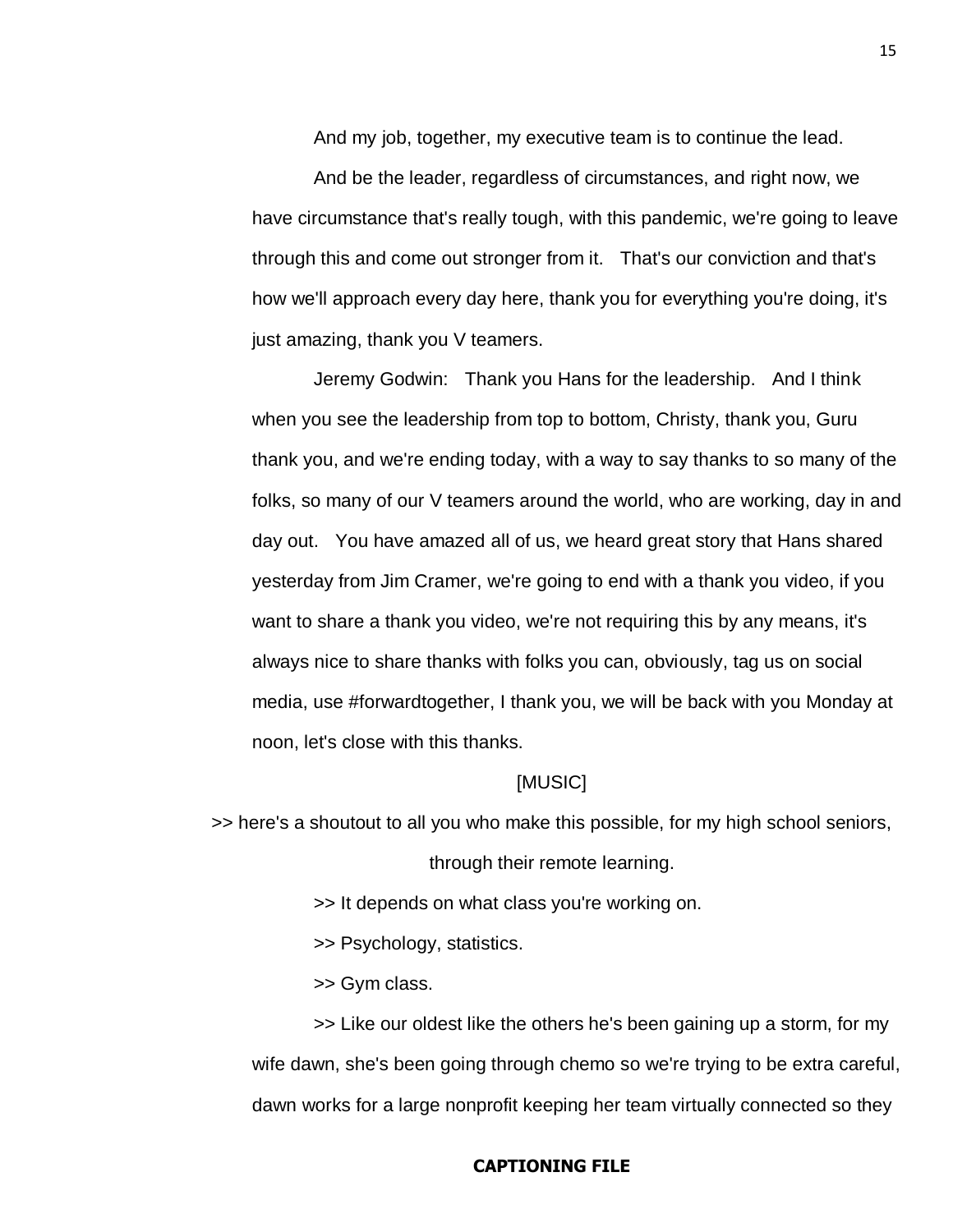And my job, together, my executive team is to continue the lead.

And be the leader, regardless of circumstances, and right now, we have circumstance that's really tough, with this pandemic, we're going to leave through this and come out stronger from it. That's our conviction and that's how we'll approach every day here, thank you for everything you're doing, it's just amazing, thank you V teamers.

Jeremy Godwin: Thank you Hans for the leadership. And I think when you see the leadership from top to bottom, Christy, thank you, Guru thank you, and we're ending today, with a way to say thanks to so many of the folks, so many of our V teamers around the world, who are working, day in and day out. You have amazed all of us, we heard great story that Hans shared yesterday from Jim Cramer, we're going to end with a thank you video, if you want to share a thank you video, we're not requiring this by any means, it's always nice to share thanks with folks you can, obviously, tag us on social media, use #forwardtogether, I thank you, we will be back with you Monday at noon, let's close with this thanks.

[MUSIC]

>> here's a shoutout to all you who make this possible, for my high school seniors, through their remote learning.

>> It depends on what class you're working on.

>> Psychology, statistics.

>> Gym class.

>> Like our oldest like the others he's been gaining up a storm, for my wife dawn, she's been going through chemo so we're trying to be extra careful, dawn works for a large nonprofit keeping her team virtually connected so they

**CAPTIONING FILE**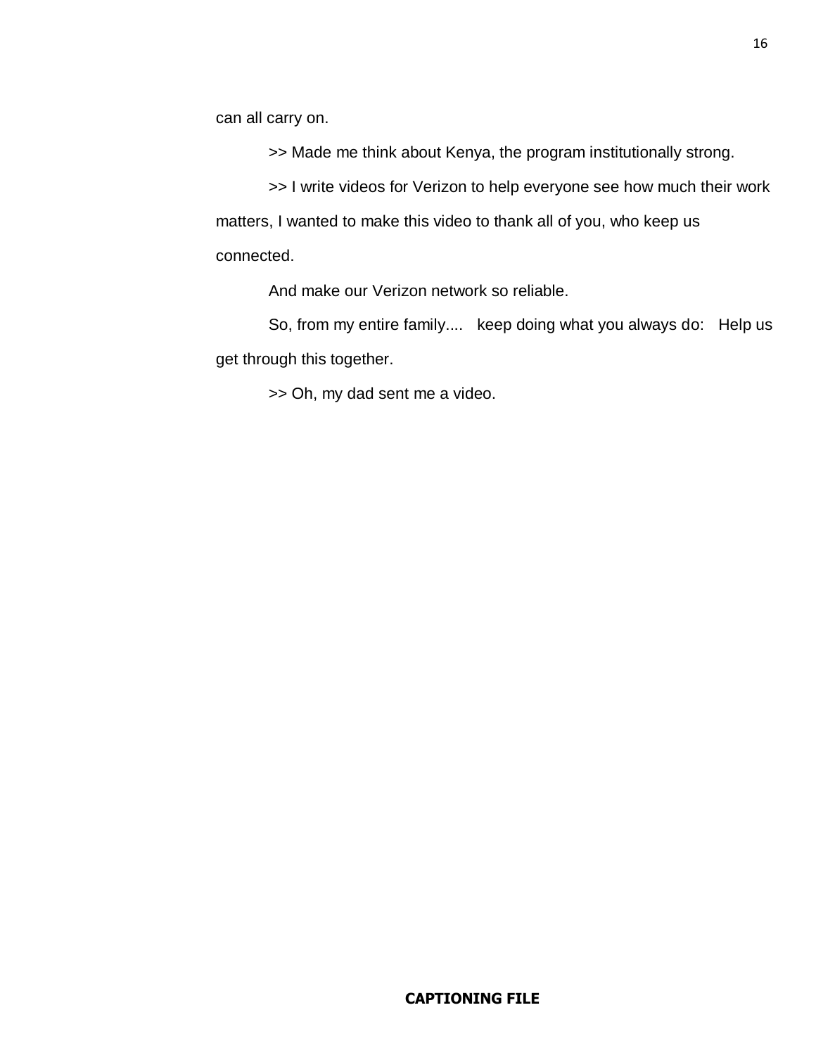can all carry on.

>> Made me think about Kenya, the program institutionally strong.

>> I write videos for Verizon to help everyone see how much their work matters, I wanted to make this video to thank all of you, who keep us connected.

And make our Verizon network so reliable.

So, from my entire family.... keep doing what you always do: Help us get through this together.

>> Oh, my dad sent me a video.